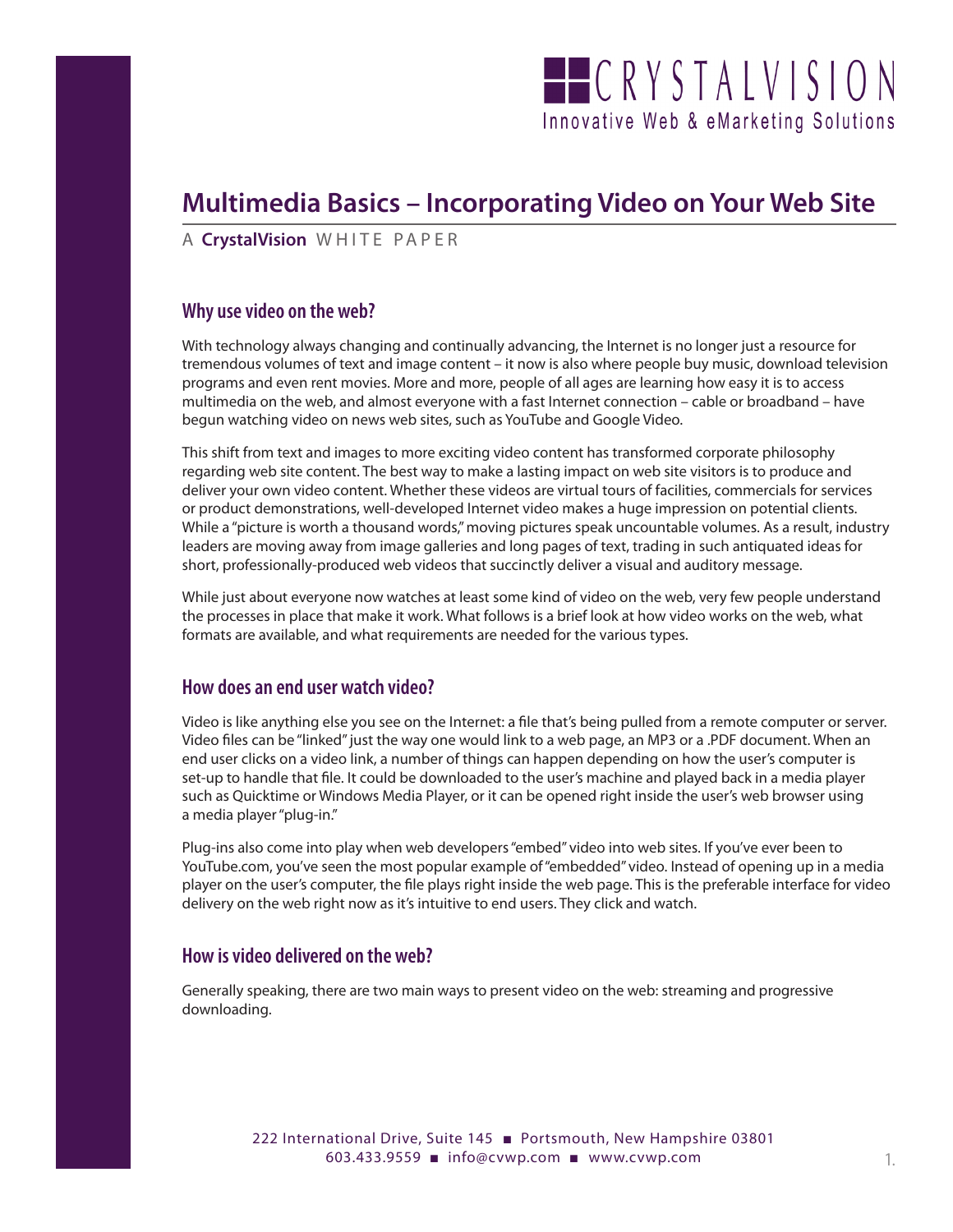# Multimedia Basics – Incorporating Video on Your Web Site

A **CrystalVision** WHITE PAPER

## Why use video on the web?

With technology always changing and continually advancing, the Internet is no longer just a resource for tremendous volumes of text and image content – it now is also where people buy music, download television programs and even rent movies. More and more, people of all ages are learning how easy it is to access multimedia on the web, and almost everyone with a fast Internet connection – cable or broadband – have begun watching video on news web sites, such as YouTube and Google Video.

This shift from text and images to more exciting video content has transformed corporate philosophy regarding web site content. The best way to make a lasting impact on web site visitors is to produce and deliver your own video content. Whether these videos are virtual tours of facilities, commercials for services or product demonstrations, well-developed Internet video makes a huge impression on potential clients. While a "picture is worth a thousand words," moving pictures speak uncountable volumes. As a result, industry leaders are moving away from image galleries and long pages of text, trading in such antiquated ideas for short, professionally-produced web videos that succinctly deliver a visual and auditory message.

While just about everyone now watches at least some kind of video on the web, very few people understand the processes in place that make it work. What follows is a brief look at how video works on the web, what formats are available, and what requirements are needed for the various types.

## How does an end user watch video?

Video is like anything else you see on the Internet: a file that's being pulled from a remote computer or server. Video files can be "linked" just the way one would link to a web page, an MP3 or a .PDF document. When an end user clicks on a video link, a number of things can happen depending on how the user's computer is set-up to handle that file. It could be downloaded to the user's machine and played back in a media player such as Quicktime or Windows Media Player, or it can be opened right inside the user's web browser using a media player "plug-in."

Plug-ins also come into play when web developers "embed" video into web sites. If you've ever been to YouTube.com, you've seen the most popular example of "embedded" video. Instead of opening up in a media player on the user's computer, the file plays right inside the web page. This is the preferable interface for video delivery on the web right now as it's intuitive to end users. They click and watch.

## How is video delivered on the web?

Generally speaking, there are two main ways to present video on the web: streaming and progressive downloading.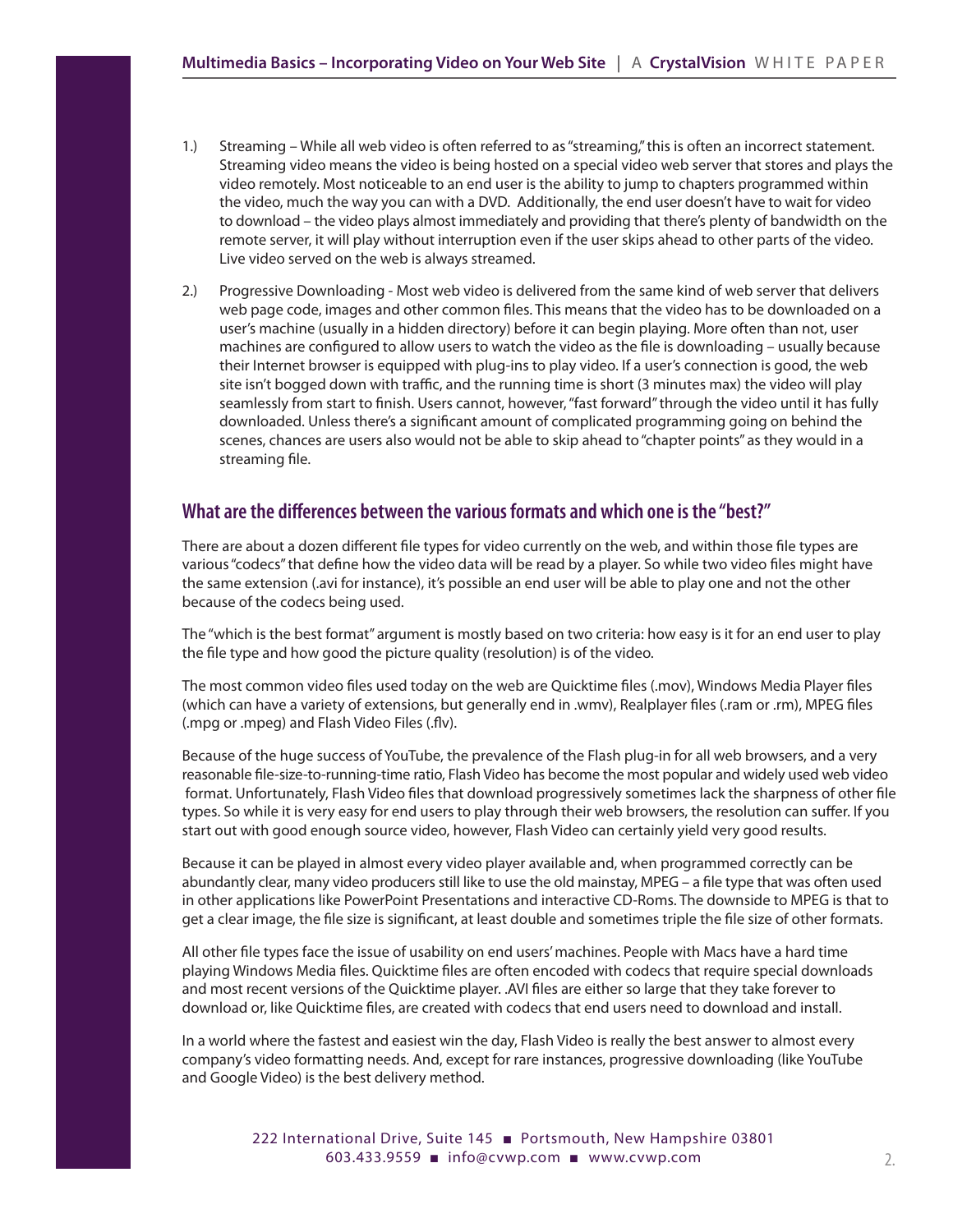1.) Streaming – While all web video is often referred to as "streaming," this is often an incorrect statement. Streaming video means the video is being hosted on a special video web server that stores and plays the video remotely. Most noticeable to an end user is the ability to jump to chapters programmed within the video, much the way you can with a DVD. Additionally, the end user doesn't have to wait for video to download – the video plays almost immediately and providing that there's plenty of bandwidth on the remote server, it will play without interruption even if the user skips ahead to other parts of the video. Live video served on the web is always streamed.

2.) Progressive Downloading - Most web video is delivered from the same kind of web server that delivers web page code, images and other common files. This means that the video has to be downloaded on a user's machine (usually in a hidden directory) before it can begin playing. More often than not, user machines are configured to allow users to watch the video as the file is downloading – usually because their Internet browser is equipped with plug-ins to play video. If a user's connection is good, the web site isn't bogged down with traffic, and the running time is short (3 minutes max) the video will play seamlessly from start to finish. Users cannot, however, "fast forward" through the video until it has fully downloaded. Unless there's a significant amount of complicated programming going on behind the scenes, chances are users also would not be able to skip ahead to "chapter points" as they would in a streaming file.

## What are the differences between the various formats and which one is the "best?"

There are about a dozen different file types for video currently on the web, and within those file types are various "codecs" that define how the video data will be read by a player. So while two video files might have the same extension (.avi for instance), it's possible an end user will be able to play one and not the other because of the codecs being used.

The "which is the best format" argument is mostly based on two criteria: how easy is it for an end user to play the file type and how good the picture quality (resolution) is of the video.

The most common video files used today on the web are Quicktime files (.mov), Windows Media Player files (which can have a variety of extensions, but generally end in .wmv), Realplayer files (.ram or .rm), MPEG files (.mpg or .mpeg) and Flash Video Files (.flv).

Because of the huge success of YouTube, the prevalence of the Flash plug-in for all web browsers, and a very reasonable file-size-to-running-time ratio, Flash Video has become the most popular and widely used web video format. Unfortunately, Flash Video files that download progressively sometimes lack the sharpness of other file types. So while it is very easy for end users to play through their web browsers, the resolution can suffer. If you start out with good enough source video, however, Flash Video can certainly yield very good results.

Because it can be played in almost every video player available and, when programmed correctly can be abundantly clear, many video producers still like to use the old mainstay, MPEG – a file type that was often used in other applications like PowerPoint Presentations and interactive CD-Roms. The downside to MPEG is that to get a clear image, the file size is significant, at least double and sometimes triple the file size of other formats.

All other file types face the issue of usability on end users' machines. People with Macs have a hard time playing Windows Media files. Quicktime files are often encoded with codecs that require special downloads and most recent versions of the Quicktime player. .AVI files are either so large that they take forever to download or, like Quicktime files, are created with codecs that end users need to download and install.

In a world where the fastest and easiest win the day, Flash Video is really the best answer to almost every company's video formatting needs. And, except for rare instances, progressive downloading (like YouTube and Google Video) is the best delivery method.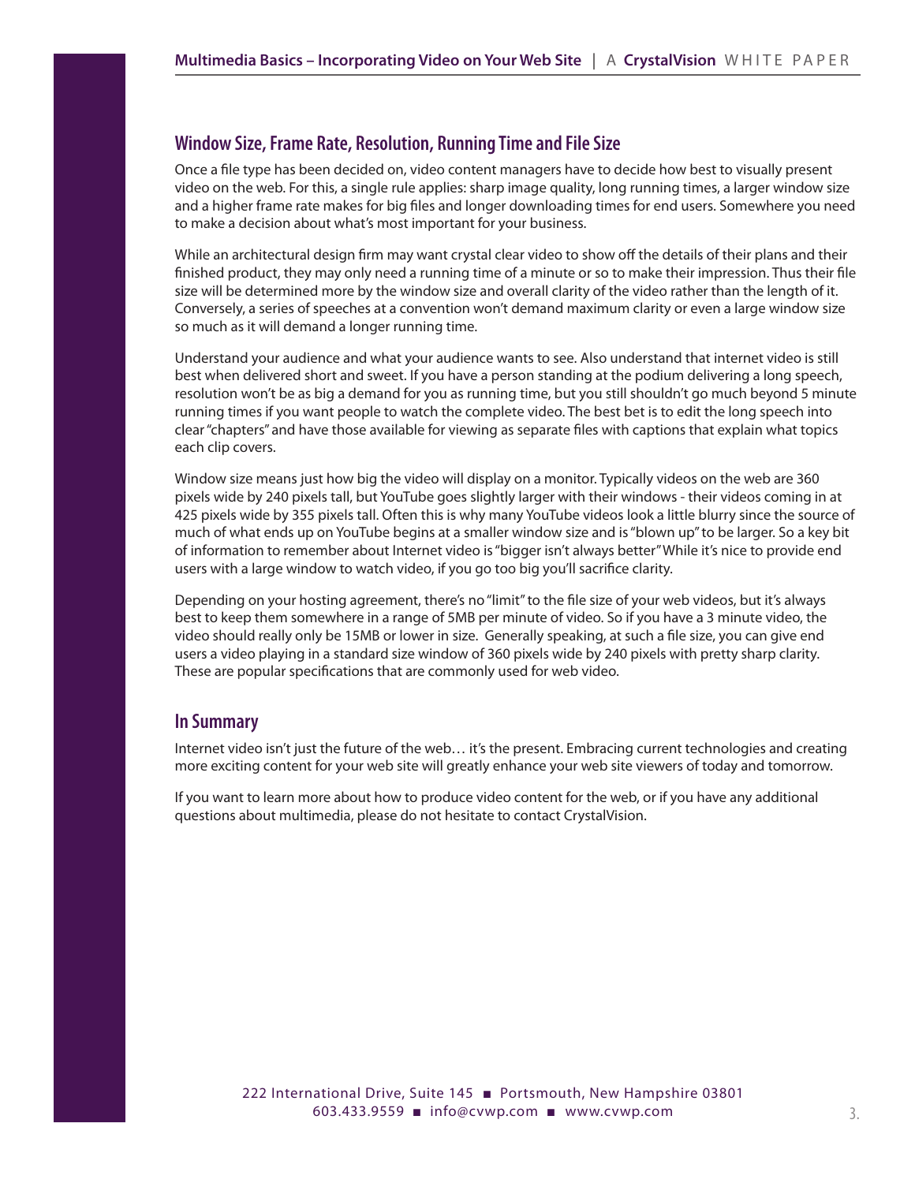## Window Size, Frame Rate, Resolution, Running Time and File Size

Once a file type has been decided on, video content managers have to decide how best to visually present video on the web. For this, a single rule applies: sharp image quality, long running times, a larger window size and a higher frame rate makes for big files and longer downloading times for end users. Somewhere you need to make a decision about what's most important for your business.

While an architectural design firm may want crystal clear video to show off the details of their plans and their finished product, they may only need a running time of a minute or so to make their impression. Thus their file size will be determined more by the window size and overall clarity of the video rather than the length of it. Conversely, a series of speeches at a convention won't demand maximum clarity or even a large window size so much as it will demand a longer running time.

Understand your audience and what your audience wants to see. Also understand that internet video is still best when delivered short and sweet. If you have a person standing at the podium delivering a long speech, resolution won't be as big a demand for you as running time, but you still shouldn't go much beyond 5 minute running times if you want people to watch the complete video. The best bet is to edit the long speech into clear "chapters" and have those available for viewing as separate files with captions that explain what topics each clip covers.

Window size means just how big the video will display on a monitor. Typically videos on the web are 360 pixels wide by 240 pixels tall, but YouTube goes slightly larger with their windows - their videos coming in at 425 pixels wide by 355 pixels tall. Often this is why many YouTube videos look a little blurry since the source of much of what ends up on YouTube begins at a smaller window size and is "blown up" to be larger. So a key bit of information to remember about Internet video is "bigger isn't always better" While it's nice to provide end users with a large window to watch video, if you go too big you'll sacrifice clarity.

Depending on your hosting agreement, there's no "limit" to the file size of your web videos, but it's always best to keep them somewhere in a range of 5MB per minute of video. So if you have a 3 minute video, the video should really only be 15MB or lower in size. Generally speaking, at such a file size, you can give end users a video playing in a standard size window of 360 pixels wide by 240 pixels with pretty sharp clarity. These are popular specifications that are commonly used for web video.

## In Summary

Internet video isn't just the future of the web… it's the present. Embracing current technologies and creating more exciting content for your web site will greatly enhance your web site viewers of today and tomorrow.

If you want to learn more about how to produce video content for the web, or if you have any additional questions about multimedia, please do not hesitate to contact CrystalVision.

222 International Drive, Suite 145 ■ Portsmouth, New Hampshire 03801
603.433.9559 ■ info@cvwp.com ■ www.cvwp.com